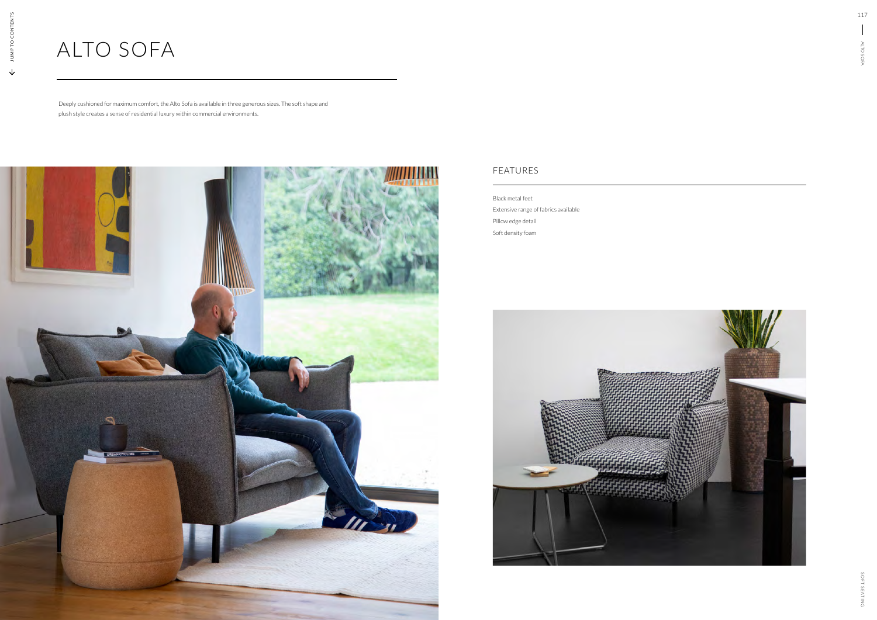# ALTO SOFA

Deeply cushioned for maximum comfort, the Alto Sofa is available in three generous sizes. The soft shape and plush style creates a sense of residential luxury within commercial environments.

## FEATURES

Black metal feet

Extensive range of fabrics available

Pillow edge detail

Soft density foam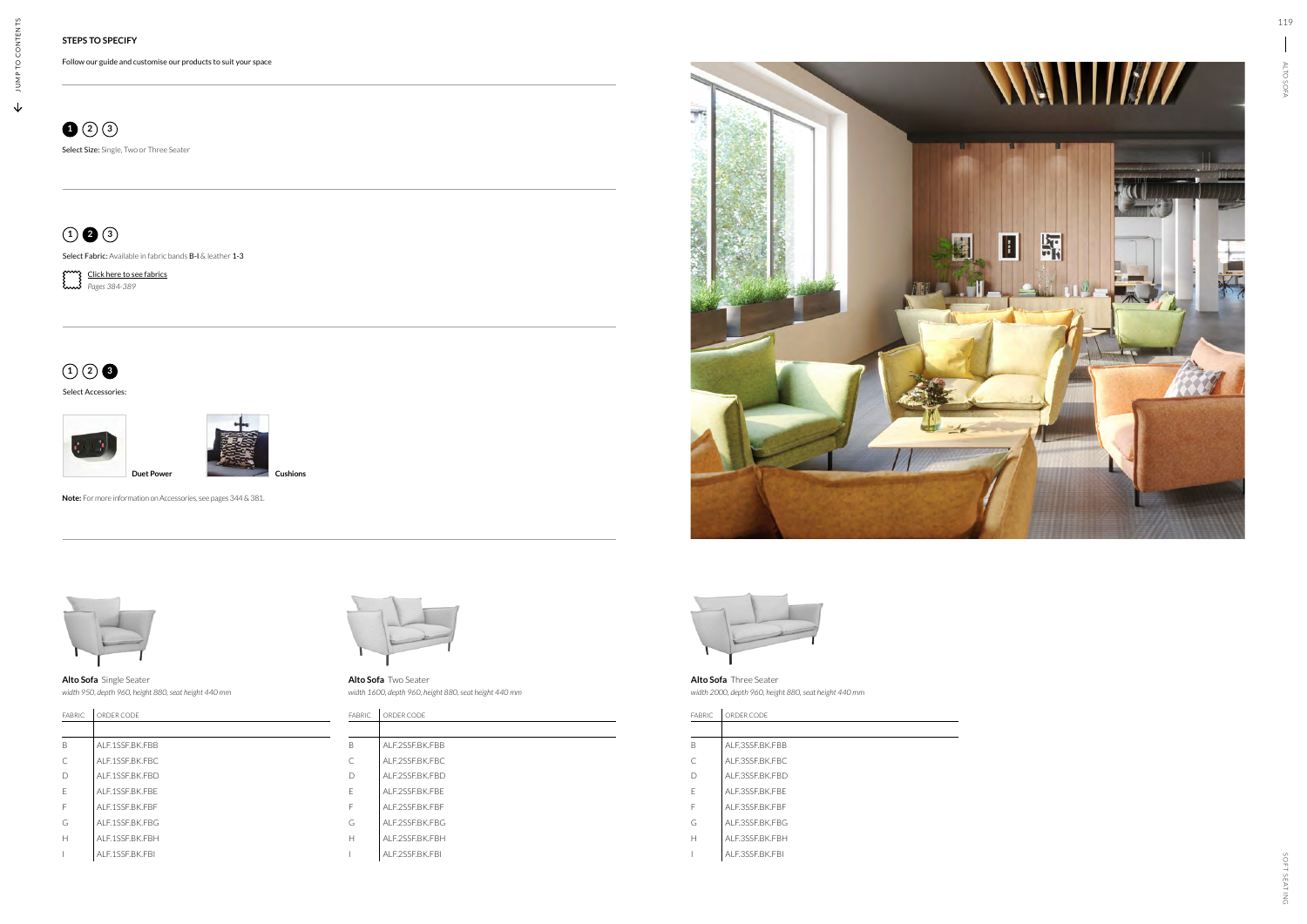## STEPS TO SPECIFY

Follow our guide and customise our products to suit your space

**1** 2 3

**Select Size:** Single, Two or Three Seater

1 **2** 3

**Select Fabric:** Available in fabric bands **B-I** & leather **1-3**

Click here to see fabrics
*Pages 384-389*

1 2 **3**

Select Accessories:

**Duet Power**

**Cushions**

**Note:** For more information on Accessories, see pages 344 & 381.

**Alto Sofa** Single Seater
*width 950, depth 960, height 880, seat height 440 mm*

| FABRIC | ORDER CODE |
|---|---|
| B | ALF.1SSF.BK.FBB |
| C | ALF.1SSF.BK.FBC |
| D | ALF.1SSF.BK.FBD |
| E | ALF.1SSF.BK.FBE |
| F | ALF.1SSF.BK.FBF |
| G | ALF.1SSF.BK.FBG |
| H | ALF.1SSF.BK.FBH |
| I | ALF.1SSF.BK.FBI |

**Alto Sofa** Two Seater
*width 1600, depth 960, height 880, seat height 440 mm*

| FABRIC | ORDER CODE |
|---|---|
| B | ALF.2SSF.BK.FBB |
| C | ALF.2SSF.BK.FBC |
| D | ALF.2SSF.BK.FBD |
| E | ALF.2SSF.BK.FBE |
| F | ALF.2SSF.BK.FBF |
| G | ALF.2SSF.BK.FBG |
| H | ALF.2SSF.BK.FBH |
| I | ALF.2SSF.BK.FBI |

**Alto Sofa** Three Seater
*width 2000, depth 960, height 880, seat height 440 mm*

| FABRIC | ORDER CODE |
|---|---|
| B | ALF.3SSF.BK.FBB |
| C | ALF.3SSF.BK.FBC |
| D | ALF.3SSF.BK.FBD |
| E | ALF.3SSF.BK.FBE |
| F | ALF.3SSF.BK.FBF |
| G | ALF.3SSF.BK.FBG |
| H | ALF.3SSF.BK.FBH |
| I | ALF.3SSF.BK.FBI |